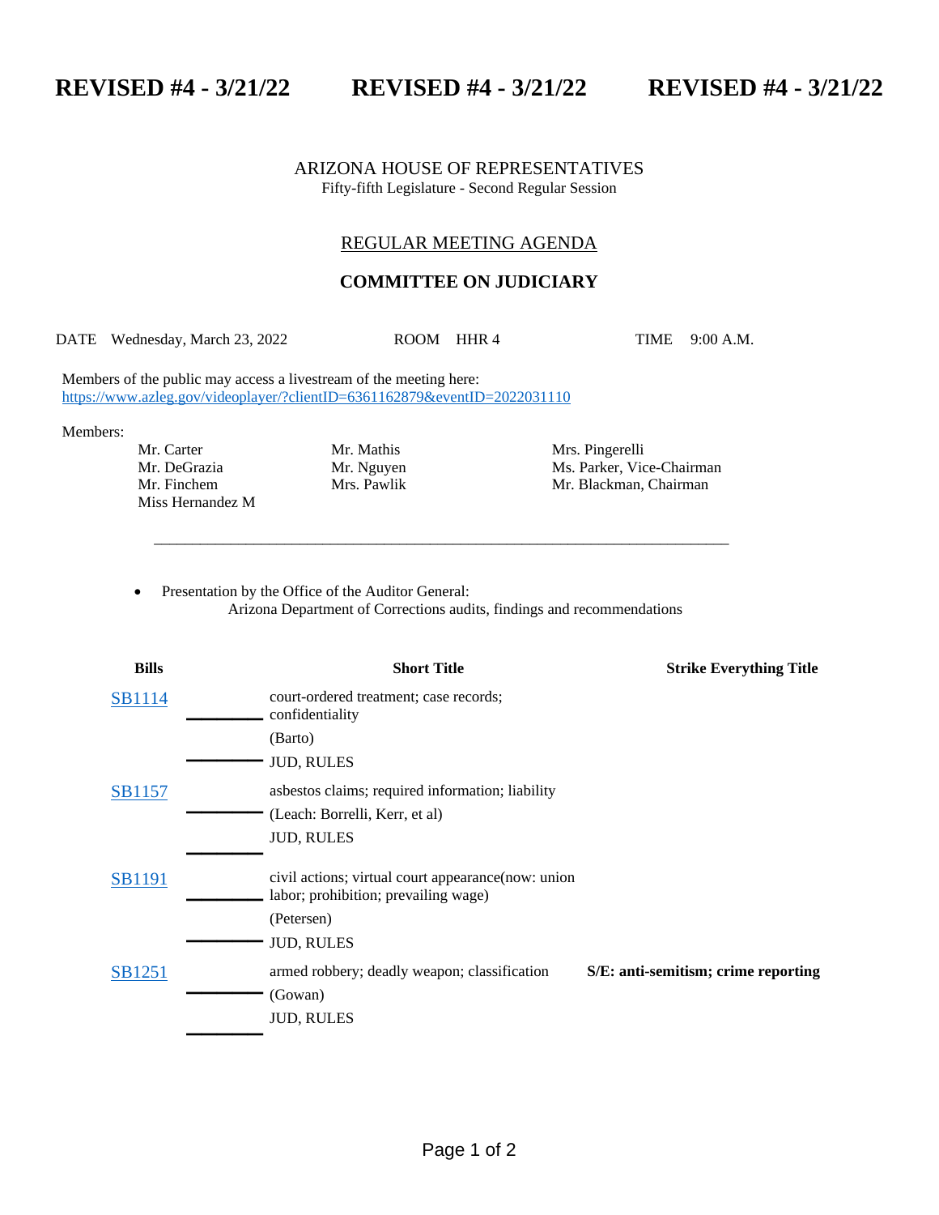**REVISED #4 - 3/21/22 REVISED #4 - 3/21/22 REVISED #4 - 3/21/22**

ARIZONA HOUSE OF REPRESENTATIVES
Fifty-fifth Legislature - Second Regular Session

## REGULAR MEETING AGENDA

## COMMITTEE ON JUDICIARY

DATE Wednesday, March 23, 2022 ROOM HHR 4 TIME 9:00 A.M.

Members of the public may access a livestream of the meeting here:
https://www.azleg.gov/videoplayer/?clientID=6361162879&eventID=2022031110

Members:

| | | |
|---|---|---|
| Mr. Carter | Mr. Mathis | Mrs. Pingerelli |
| Mr. DeGrazia | Mr. Nguyen | Ms. Parker, Vice-Chairman |
| Mr. Finchem | Mrs. Pawlik | Mr. Blackman, Chairman |
| Miss Hernandez M | | |

---

- Presentation by the Office of the Auditor General:
  Arizona Department of Corrections audits, findings and recommendations

| Bills | Short Title | Strike Everything Title |
|---|---|---|
| SB1114 | court-ordered treatment; case records; confidentiality<br>(Barto)<br>JUD, RULES | |
| SB1157 | asbestos claims; required information; liability<br>(Leach: Borrelli, Kerr, et al)<br>JUD, RULES | |
| SB1191 | civil actions; virtual court appearance(now: union labor; prohibition; prevailing wage)<br>(Petersen)<br>JUD, RULES | |
| SB1251 | armed robbery; deadly weapon; classification<br>(Gowan)<br>JUD, RULES | **S/E: anti-semitism; crime reporting** |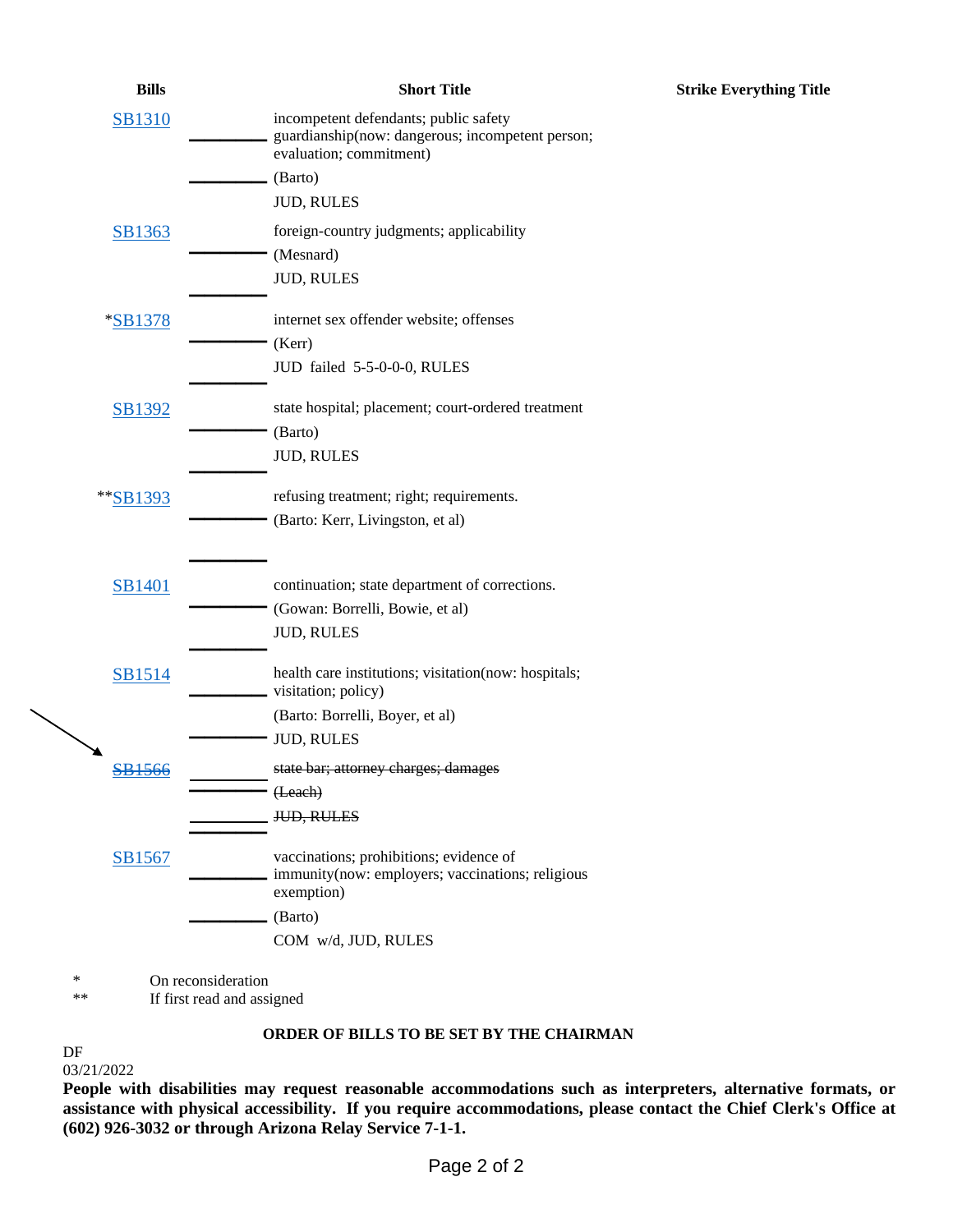| Bills | Short Title | Strike Everything Title |
| --- | --- | --- |
| SB1310 | incompetent defendants; public safety guardianship(now: dangerous; incompetent person; evaluation; commitment)<br>(Barto)<br>JUD, RULES | |
| SB1363 | foreign-country judgments; applicability<br>(Mesnard)<br>JUD, RULES | |
| *SB1378 | internet sex offender website; offenses<br>(Kerr)<br>JUD failed 5-5-0-0-0, RULES | |
| SB1392 | state hospital; placement; court-ordered treatment<br>(Barto)<br>JUD, RULES | |
| **SB1393 | refusing treatment; right; requirements.<br>(Barto: Kerr, Livingston, et al) | |
| SB1401 | continuation; state department of corrections.<br>(Gowan: Borrelli, Bowie, et al)<br>JUD, RULES | |
| SB1514 | health care institutions; visitation(now: hospitals; visitation; policy)<br>(Barto: Borrelli, Boyer, et al)<br>JUD, RULES | |
| ~~SB1566~~ | ~~state bar; attorney charges; damages~~<br>~~(Leach)~~<br>~~JUD, RULES~~ | |
| SB1567 | vaccinations; prohibitions; evidence of immunity(now: employers; vaccinations; religious exemption)<br>(Barto)<br>COM w/d, JUD, RULES | |

\* On reconsideration

\** If first read and assigned

**ORDER OF BILLS TO BE SET BY THE CHAIRMAN**

DF
03/21/2022

**People with disabilities may request reasonable accommodations such as interpreters, alternative formats, or assistance with physical accessibility. If you require accommodations, please contact the Chief Clerk's Office at (602) 926-3032 or through Arizona Relay Service 7-1-1.**